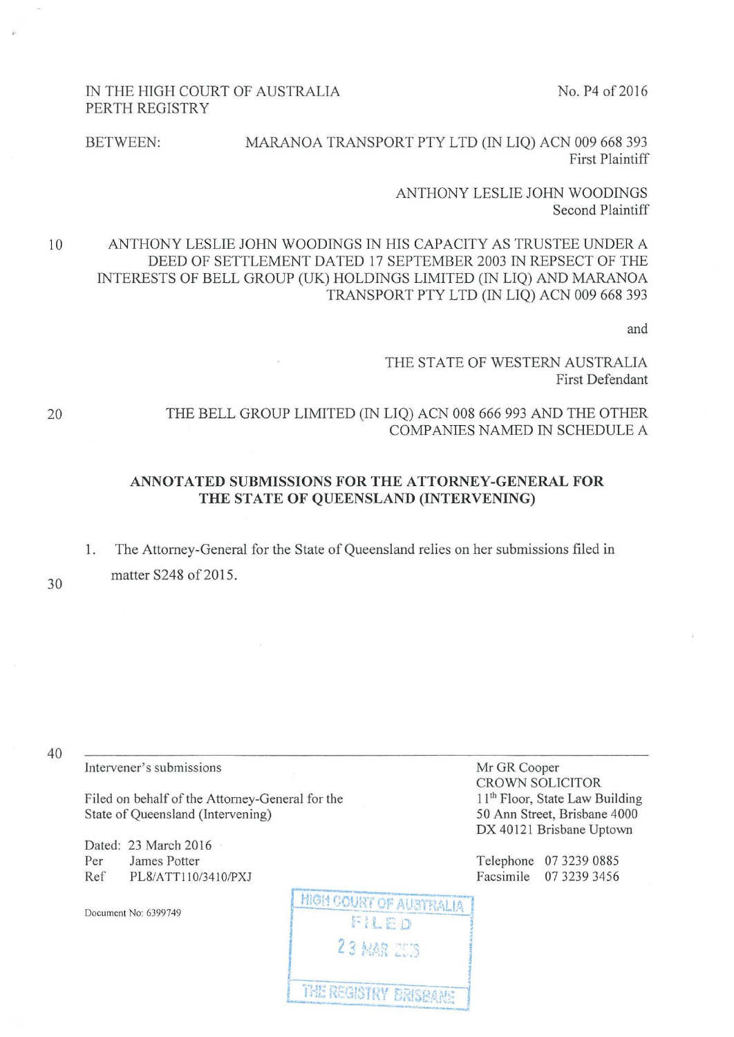IN THE HIGH COURT OF AUSTRALIA
PERTH REGISTRY

No. P4 of 2016

BETWEEN:

MARANOA TRANSPORT PTY LTD (IN LIQ) ACN 009 668 393
First Plaintiff

ANTHONY LESLIE JOHN WOODINGS
Second Plaintiff

ANTHONY LESLIE JOHN WOODINGS IN HIS CAPACITY AS TRUSTEE UNDER A DEED OF SETTLEMENT DATED 17 SEPTEMBER 2003 IN REPSECT OF THE INTERESTS OF BELL GROUP (UK) HOLDINGS LIMITED (IN LIQ) AND MARANOA TRANSPORT PTY LTD (IN LIQ) ACN 009 668 393

and

THE STATE OF WESTERN AUSTRALIA
First Defendant

THE BELL GROUP LIMITED (IN LIQ) ACN 008 666 993 AND THE OTHER COMPANIES NAMED IN SCHEDULE A

## ANNOTATED SUBMISSIONS FOR THE ATTORNEY-GENERAL FOR THE STATE OF QUEENSLAND (INTERVENING)

1. The Attorney-General for the State of Queensland relies on her submissions filed in matter S248 of 2015.

---

Intervener's submissions

Filed on behalf of the Attorney-General for the State of Queensland (Intervening)

Dated: 23 March 2016
Per James Potter
Ref PL8/ATT110/3410/PXJ

Document No: 6399749

Mr GR Cooper
CROWN SOLICITOR
11th Floor, State Law Building
50 Ann Street, Brisbane 4000
DX 40121 Brisbane Uptown

Telephone 07 3239 0885
Facsimile 07 3239 3456

HIGH COURT OF AUSTRALIA
FILED
23 MAR 2016
THE REGISTRY BRISBANE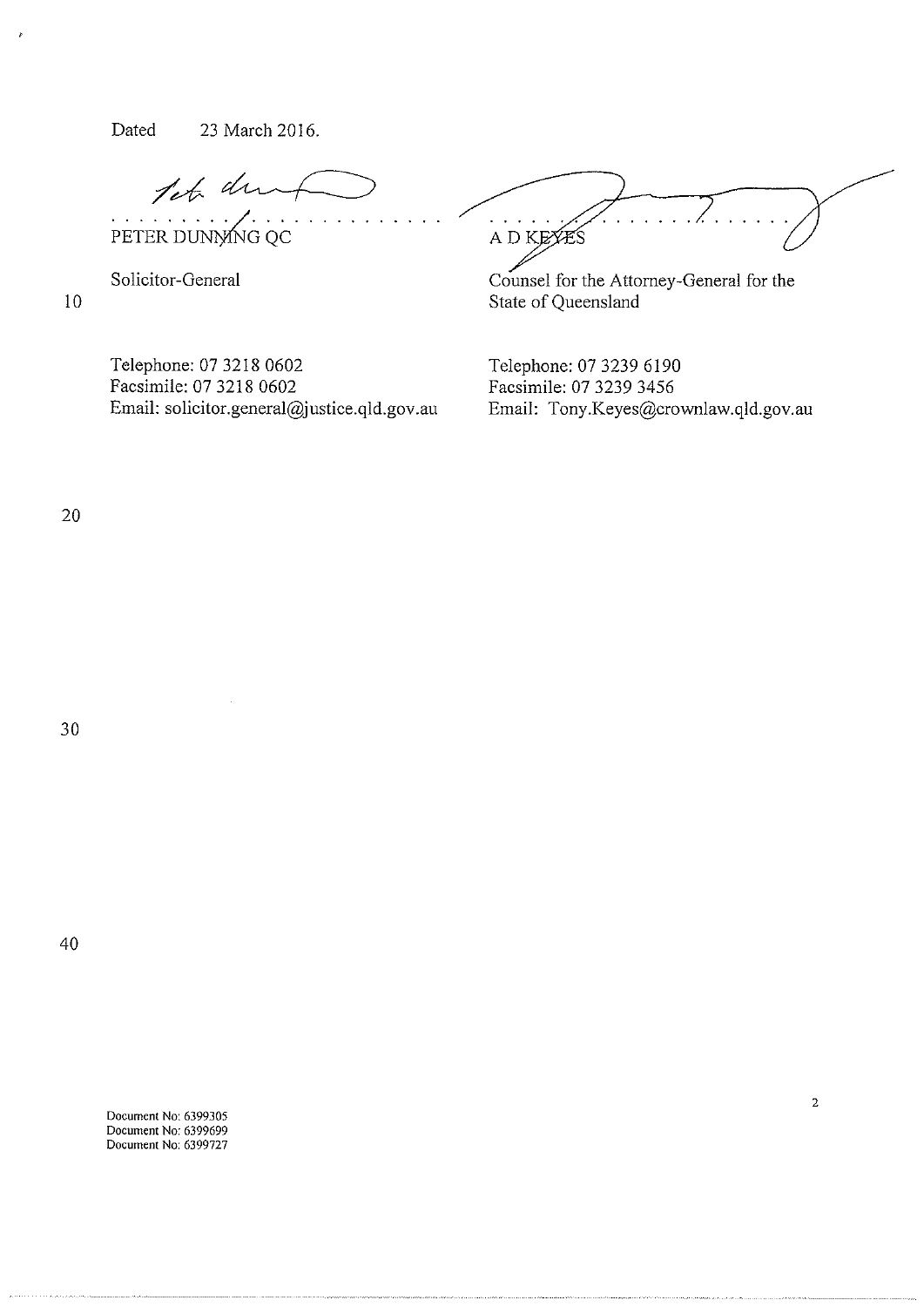Dated 23 March 2016.

| | |
|---|---|
| PETER DUNNING QC | A D KEYES |
| Solicitor-General | Counsel for the Attorney-General for the State of Queensland |
| Telephone: 07 3218 0602 | Telephone: 07 3239 6190 |
| Facsimile: 07 3218 0602 | Facsimile: 07 3239 3456 |
| Email: solicitor.general@justice.qld.gov.au | Email: Tony.Keyes@crownlaw.qld.gov.au |

Document No: 6399305
Document No: 6399699
Document No: 6399727